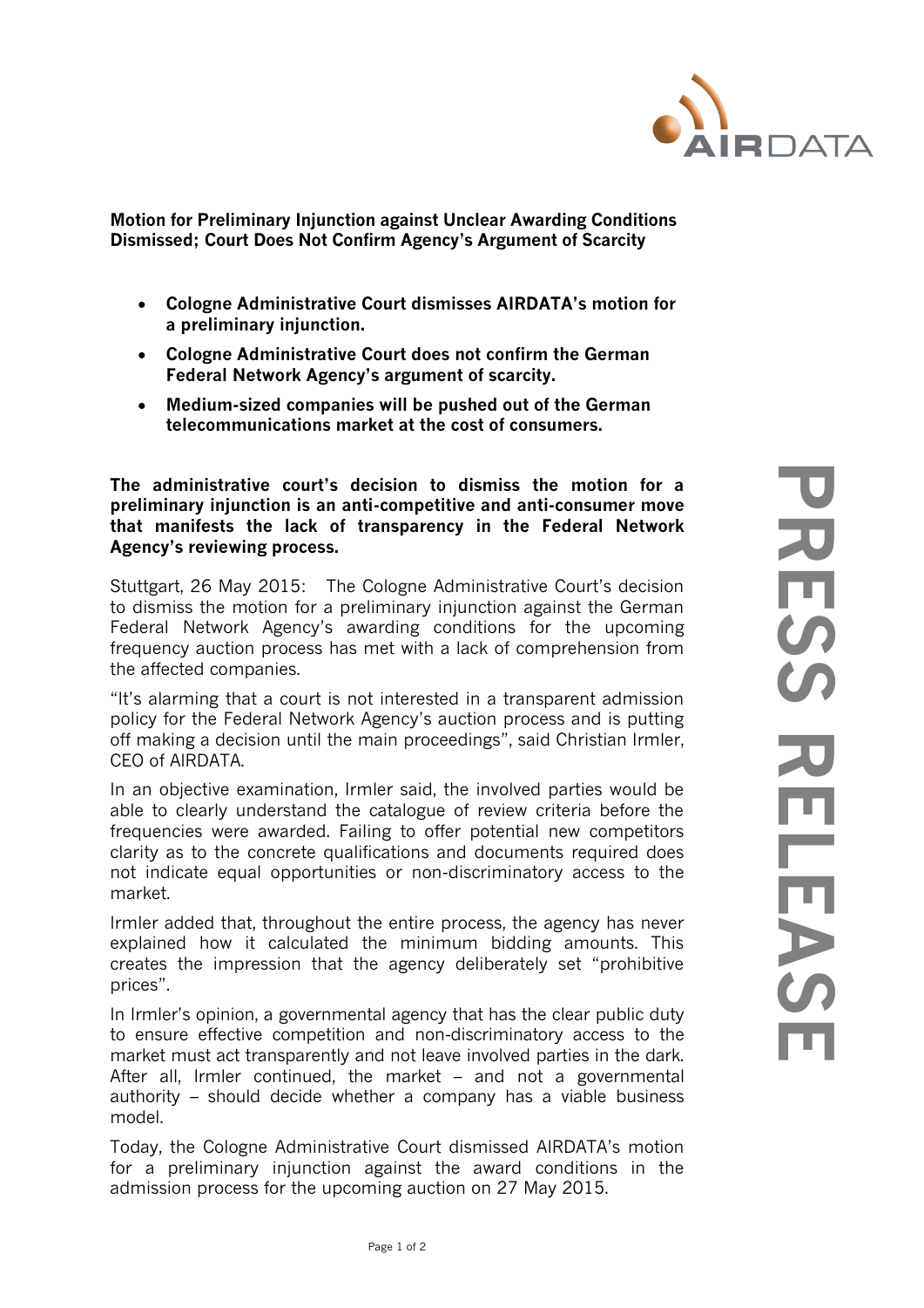**Motion for Preliminary Injunction against Unclear Awarding Conditions Dismissed; Court Does Not Confirm Agency's Argument of Scarcity**

- **Cologne Administrative Court dismisses AIRDATA's motion for a preliminary injunction.**
- **Cologne Administrative Court does not confirm the German Federal Network Agency's argument of scarcity.**
- **Medium-sized companies will be pushed out of the German telecommunications market at the cost of consumers.**

**The administrative court's decision to dismiss the motion for a preliminary injunction is an anti-competitive and anti-consumer move that manifests the lack of transparency in the Federal Network Agency's reviewing process.**

Stuttgart, 26 May 2015: The Cologne Administrative Court's decision to dismiss the motion for a preliminary injunction against the German Federal Network Agency's awarding conditions for the upcoming frequency auction process has met with a lack of comprehension from the affected companies.

"It's alarming that a court is not interested in a transparent admission policy for the Federal Network Agency's auction process and is putting off making a decision until the main proceedings", said Christian Irmler, CEO of AIRDATA.

In an objective examination, Irmler said, the involved parties would be able to clearly understand the catalogue of review criteria before the frequencies were awarded. Failing to offer potential new competitors clarity as to the concrete qualifications and documents required does not indicate equal opportunities or non-discriminatory access to the market.

Irmler added that, throughout the entire process, the agency has never explained how it calculated the minimum bidding amounts. This creates the impression that the agency deliberately set "prohibitive prices".

In Irmler's opinion, a governmental agency that has the clear public duty to ensure effective competition and non-discriminatory access to the market must act transparently and not leave involved parties in the dark. After all, Irmler continued, the market – and not a governmental authority – should decide whether a company has a viable business model.

Today, the Cologne Administrative Court dismissed AIRDATA's motion for a preliminary injunction against the award conditions in the admission process for the upcoming auction on 27 May 2015.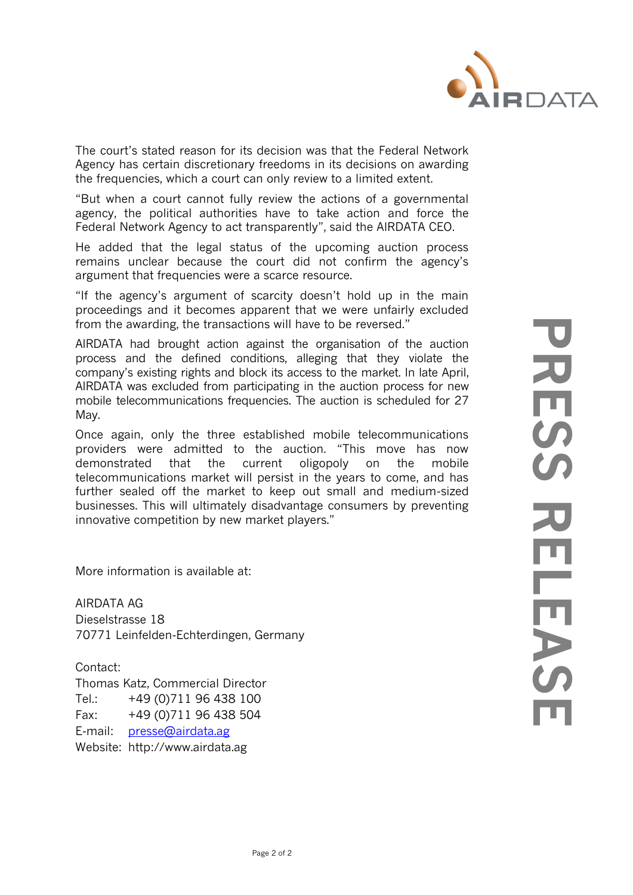The court's stated reason for its decision was that the Federal Network Agency has certain discretionary freedoms in its decisions on awarding the frequencies, which a court can only review to a limited extent.

"But when a court cannot fully review the actions of a governmental agency, the political authorities have to take action and force the Federal Network Agency to act transparently", said the AIRDATA CEO.

He added that the legal status of the upcoming auction process remains unclear because the court did not confirm the agency's argument that frequencies were a scarce resource.

"If the agency's argument of scarcity doesn't hold up in the main proceedings and it becomes apparent that we were unfairly excluded from the awarding, the transactions will have to be reversed."

AIRDATA had brought action against the organisation of the auction process and the defined conditions, alleging that they violate the company's existing rights and block its access to the market. In late April, AIRDATA was excluded from participating in the auction process for new mobile telecommunications frequencies. The auction is scheduled for 27 May.

Once again, only the three established mobile telecommunications providers were admitted to the auction. "This move has now demonstrated that the current oligopoly on the mobile telecommunications market will persist in the years to come, and has further sealed off the market to keep out small and medium-sized businesses. This will ultimately disadvantage consumers by preventing innovative competition by new market players."

More information is available at:

AIRDATA AG
Dieselstrasse 18
70771 Leinfelden-Echterdingen, Germany

Contact:
Thomas Katz, Commercial Director
Tel.: +49 (0)711 96 438 100
Fax: +49 (0)711 96 438 504
E-mail: presse@airdata.ag
Website: http://www.airdata.ag